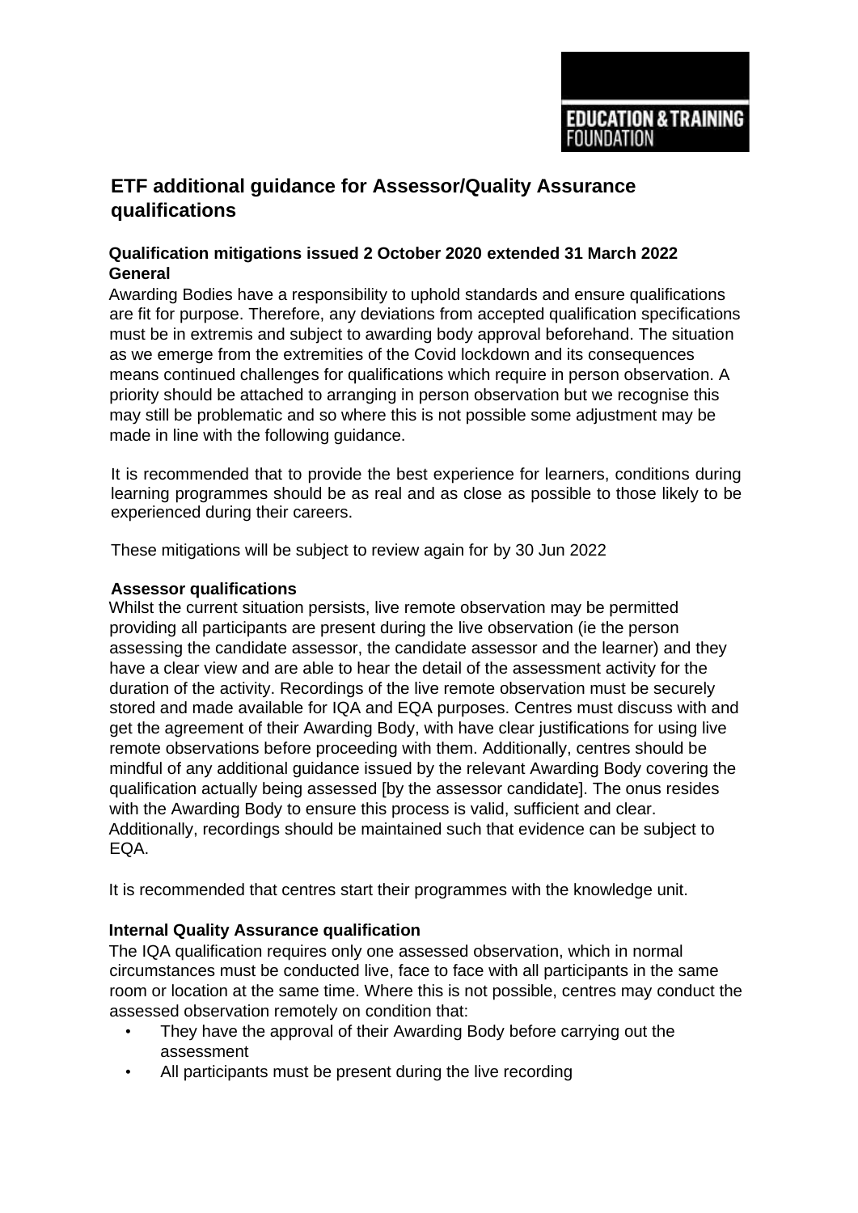EDUCATION & TRAINING FOUNDATION

# ETF additional guidance for Assessor/Quality Assurance qualifications

**Qualification mitigations issued 2 October 2020 extended 31 March 2022**

**General**

Awarding Bodies have a responsibility to uphold standards and ensure qualifications are fit for purpose. Therefore, any deviations from accepted qualification specifications must be in extremis and subject to awarding body approval beforehand. The situation as we emerge from the extremities of the Covid lockdown and its consequences means continued challenges for qualifications which require in person observation. A priority should be attached to arranging in person observation but we recognise this may still be problematic and so where this is not possible some adjustment may be made in line with the following guidance.

It is recommended that to provide the best experience for learners, conditions during learning programmes should be as real and as close as possible to those likely to be experienced during their careers.

These mitigations will be subject to review again for by 30 Jun 2022

**Assessor qualifications**

Whilst the current situation persists, live remote observation may be permitted providing all participants are present during the live observation (ie the person assessing the candidate assessor, the candidate assessor and the learner) and they have a clear view and are able to hear the detail of the assessment activity for the duration of the activity. Recordings of the live remote observation must be securely stored and made available for IQA and EQA purposes. Centres must discuss with and get the agreement of their Awarding Body, with have clear justifications for using live remote observations before proceeding with them. Additionally, centres should be mindful of any additional guidance issued by the relevant Awarding Body covering the qualification actually being assessed [by the assessor candidate]. The onus resides with the Awarding Body to ensure this process is valid, sufficient and clear. Additionally, recordings should be maintained such that evidence can be subject to EQA.

It is recommended that centres start their programmes with the knowledge unit.

**Internal Quality Assurance qualification**

The IQA qualification requires only one assessed observation, which in normal circumstances must be conducted live, face to face with all participants in the same room or location at the same time. Where this is not possible, centres may conduct the assessed observation remotely on condition that:

- They have the approval of their Awarding Body before carrying out the assessment
- All participants must be present during the live recording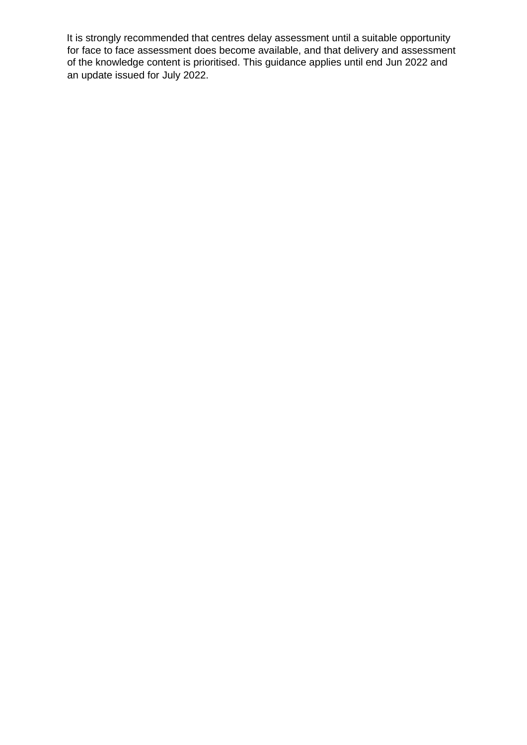It is strongly recommended that centres delay assessment until a suitable opportunity for face to face assessment does become available, and that delivery and assessment of the knowledge content is prioritised. This guidance applies until end Jun 2022 and an update issued for July 2022.